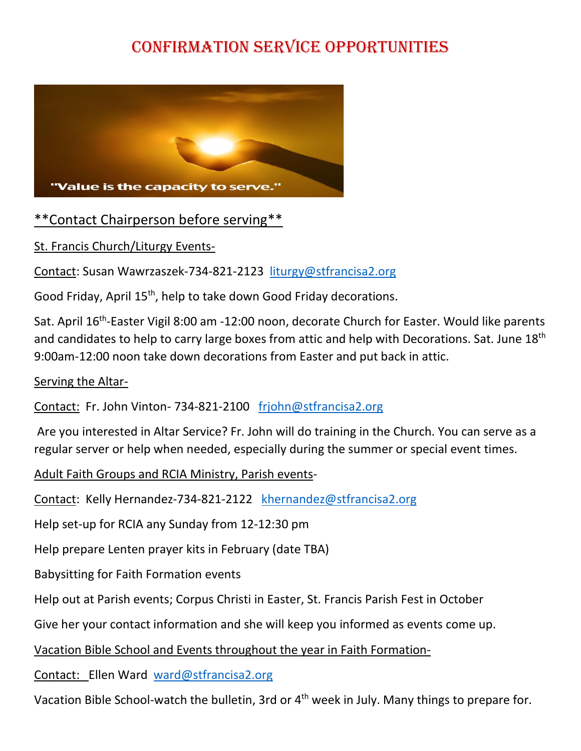# Confirmation Service Opportunities

**Contact Chairperson before serving**

St. Francis Church/Liturgy Events-

Contact: Susan Wawrzaszek-734-821-2123 liturgy@stfrancisa2.org

Good Friday, April 15th, help to take down Good Friday decorations.

Sat. April 16th-Easter Vigil 8:00 am -12:00 noon, decorate Church for Easter. Would like parents and candidates to help to carry large boxes from attic and help with Decorations. Sat. June 18th 9:00am-12:00 noon take down decorations from Easter and put back in attic.

Serving the Altar-

Contact: Fr. John Vinton- 734-821-2100 frjohn@stfrancisa2.org

Are you interested in Altar Service? Fr. John will do training in the Church. You can serve as a regular server or help when needed, especially during the summer or special event times.

Adult Faith Groups and RCIA Ministry, Parish events-

Contact: Kelly Hernandez-734-821-2122 khernandez@stfrancisa2.org

Help set-up for RCIA any Sunday from 12-12:30 pm

Help prepare Lenten prayer kits in February (date TBA)

Babysitting for Faith Formation events

Help out at Parish events; Corpus Christi in Easter, St. Francis Parish Fest in October

Give her your contact information and she will keep you informed as events come up.

Vacation Bible School and Events throughout the year in Faith Formation-

Contact: Ellen Ward ward@stfrancisa2.org

Vacation Bible School-watch the bulletin, 3rd or 4th week in July. Many things to prepare for.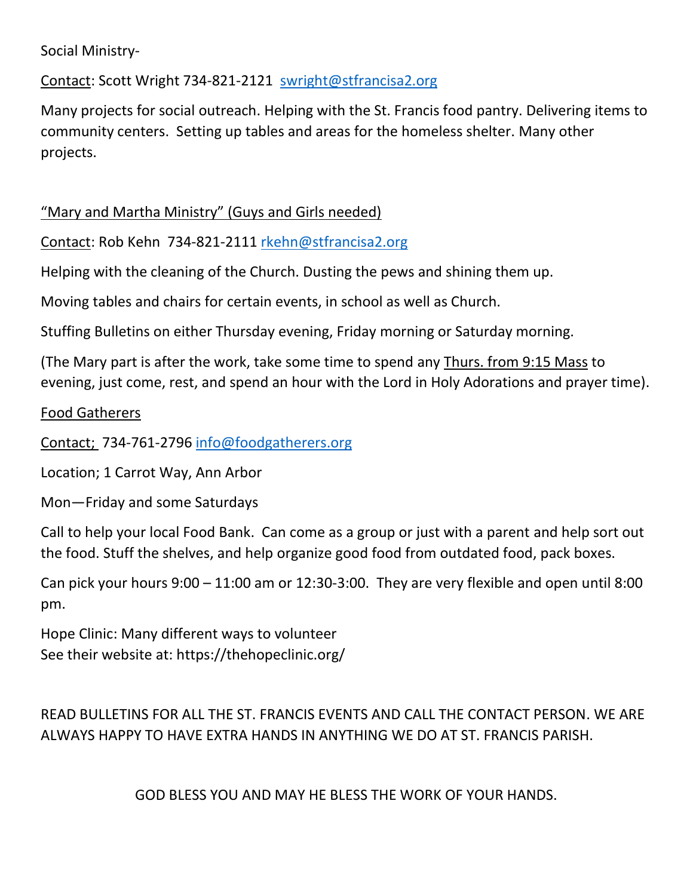Social Ministry-

Contact: Scott Wright 734-821-2121 swright@stfrancisa2.org

Many projects for social outreach. Helping with the St. Francis food pantry. Delivering items to community centers. Setting up tables and areas for the homeless shelter. Many other projects.

"Mary and Martha Ministry" (Guys and Girls needed)

Contact: Rob Kehn 734-821-2111 rkehn@stfrancisa2.org

Helping with the cleaning of the Church. Dusting the pews and shining them up.

Moving tables and chairs for certain events, in school as well as Church.

Stuffing Bulletins on either Thursday evening, Friday morning or Saturday morning.

(The Mary part is after the work, take some time to spend any Thurs. from 9:15 Mass to evening, just come, rest, and spend an hour with the Lord in Holy Adorations and prayer time).

Food Gatherers

Contact; 734-761-2796 info@foodgatherers.org

Location; 1 Carrot Way, Ann Arbor

Mon—Friday and some Saturdays

Call to help your local Food Bank. Can come as a group or just with a parent and help sort out the food. Stuff the shelves, and help organize good food from outdated food, pack boxes.

Can pick your hours 9:00 – 11:00 am or 12:30-3:00. They are very flexible and open until 8:00 pm.

Hope Clinic: Many different ways to volunteer
See their website at: https://thehopeclinic.org/

READ BULLETINS FOR ALL THE ST. FRANCIS EVENTS AND CALL THE CONTACT PERSON. WE ARE ALWAYS HAPPY TO HAVE EXTRA HANDS IN ANYTHING WE DO AT ST. FRANCIS PARISH.

GOD BLESS YOU AND MAY HE BLESS THE WORK OF YOUR HANDS.